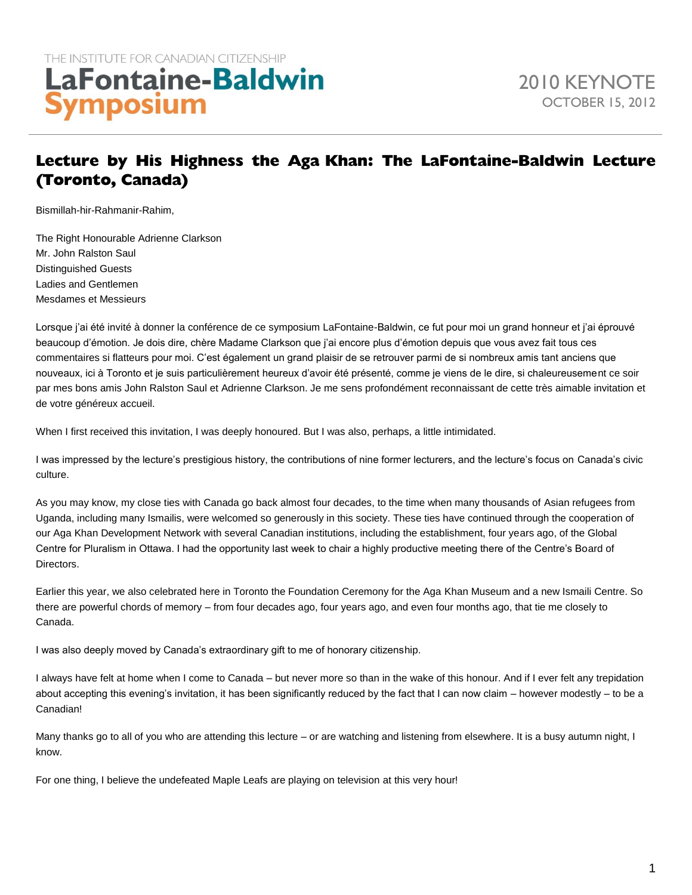THE INSTITUTE FOR CANADIAN CITIZENSHIP
**LaFontaine-Baldwin Symposium**

2010 KEYNOTE
OCTOBER 15, 2012

# Lecture by His Highness the Aga Khan: The LaFontaine-Baldwin Lecture (Toronto, Canada)

Bismillah-hir-Rahmanir-Rahim,

The Right Honourable Adrienne Clarkson
Mr. John Ralston Saul
Distinguished Guests
Ladies and Gentlemen
Mesdames et Messieurs

Lorsque j'ai été invité à donner la conférence de ce symposium LaFontaine-Baldwin, ce fut pour moi un grand honneur et j'ai éprouvé beaucoup d'émotion. Je dois dire, chère Madame Clarkson que j'ai encore plus d'émotion depuis que vous avez fait tous ces commentaires si flatteurs pour moi. C'est également un grand plaisir de se retrouver parmi de si nombreux amis tant anciens que nouveaux, ici à Toronto et je suis particulièrement heureux d'avoir été présenté, comme je viens de le dire, si chaleureusement ce soir par mes bons amis John Ralston Saul et Adrienne Clarkson. Je me sens profondément reconnaissant de cette très aimable invitation et de votre généreux accueil.

When I first received this invitation, I was deeply honoured. But I was also, perhaps, a little intimidated.

I was impressed by the lecture's prestigious history, the contributions of nine former lecturers, and the lecture's focus on Canada's civic culture.

As you may know, my close ties with Canada go back almost four decades, to the time when many thousands of Asian refugees from Uganda, including many Ismailis, were welcomed so generously in this society. These ties have continued through the cooperation of our Aga Khan Development Network with several Canadian institutions, including the establishment, four years ago, of the Global Centre for Pluralism in Ottawa. I had the opportunity last week to chair a highly productive meeting there of the Centre's Board of Directors.

Earlier this year, we also celebrated here in Toronto the Foundation Ceremony for the Aga Khan Museum and a new Ismaili Centre. So there are powerful chords of memory – from four decades ago, four years ago, and even four months ago, that tie me closely to Canada.

I was also deeply moved by Canada's extraordinary gift to me of honorary citizenship.

I always have felt at home when I come to Canada – but never more so than in the wake of this honour. And if I ever felt any trepidation about accepting this evening's invitation, it has been significantly reduced by the fact that I can now claim – however modestly – to be a Canadian!

Many thanks go to all of you who are attending this lecture – or are watching and listening from elsewhere. It is a busy autumn night, I know.

For one thing, I believe the undefeated Maple Leafs are playing on television at this very hour!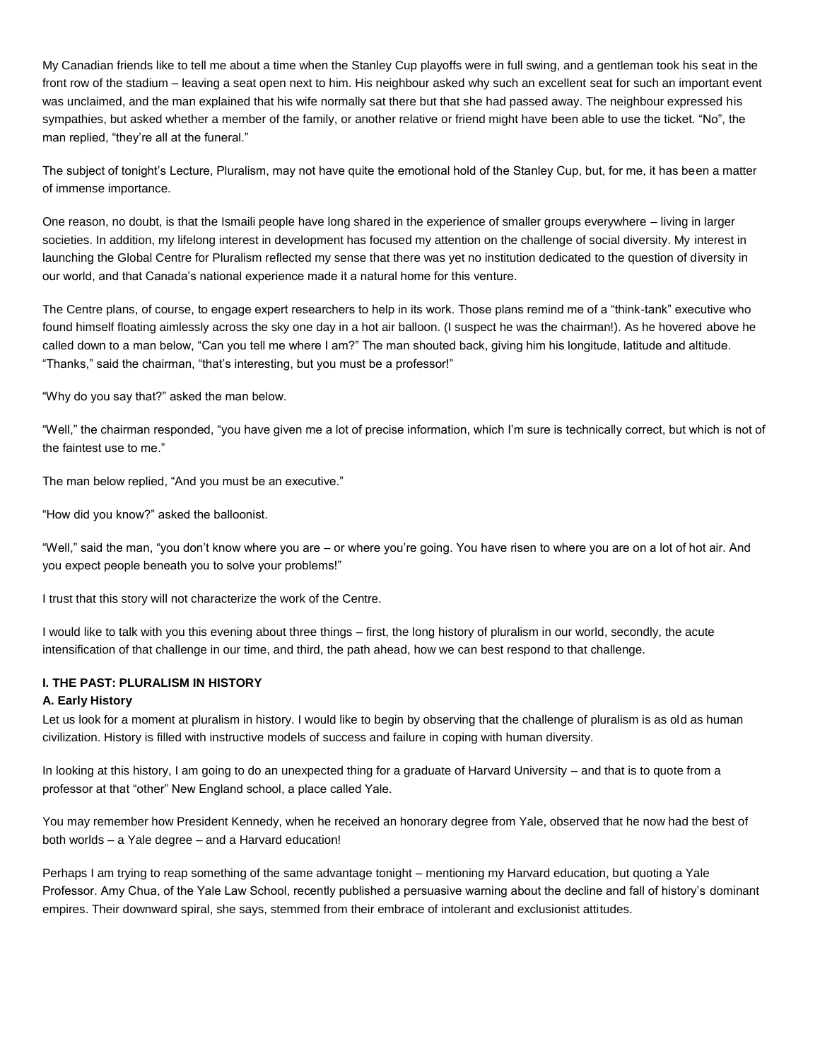My Canadian friends like to tell me about a time when the Stanley Cup playoffs were in full swing, and a gentleman took his seat in the front row of the stadium – leaving a seat open next to him. His neighbour asked why such an excellent seat for such an important event was unclaimed, and the man explained that his wife normally sat there but that she had passed away. The neighbour expressed his sympathies, but asked whether a member of the family, or another relative or friend might have been able to use the ticket. "No", the man replied, "they're all at the funeral."

The subject of tonight's Lecture, Pluralism, may not have quite the emotional hold of the Stanley Cup, but, for me, it has been a matter of immense importance.

One reason, no doubt, is that the Ismaili people have long shared in the experience of smaller groups everywhere – living in larger societies. In addition, my lifelong interest in development has focused my attention on the challenge of social diversity. My interest in launching the Global Centre for Pluralism reflected my sense that there was yet no institution dedicated to the question of diversity in our world, and that Canada's national experience made it a natural home for this venture.

The Centre plans, of course, to engage expert researchers to help in its work. Those plans remind me of a "think-tank" executive who found himself floating aimlessly across the sky one day in a hot air balloon. (I suspect he was the chairman!). As he hovered above he called down to a man below, "Can you tell me where I am?" The man shouted back, giving him his longitude, latitude and altitude. "Thanks," said the chairman, "that's interesting, but you must be a professor!"

"Why do you say that?" asked the man below.

"Well," the chairman responded, "you have given me a lot of precise information, which I'm sure is technically correct, but which is not of the faintest use to me."

The man below replied, "And you must be an executive."

"How did you know?" asked the balloonist.

"Well," said the man, "you don't know where you are – or where you're going. You have risen to where you are on a lot of hot air. And you expect people beneath you to solve your problems!"

I trust that this story will not characterize the work of the Centre.

I would like to talk with you this evening about three things – first, the long history of pluralism in our world, secondly, the acute intensification of that challenge in our time, and third, the path ahead, how we can best respond to that challenge.

## I. THE PAST: PLURALISM IN HISTORY

### A. Early History

Let us look for a moment at pluralism in history. I would like to begin by observing that the challenge of pluralism is as old as human civilization. History is filled with instructive models of success and failure in coping with human diversity.

In looking at this history, I am going to do an unexpected thing for a graduate of Harvard University – and that is to quote from a professor at that "other" New England school, a place called Yale.

You may remember how President Kennedy, when he received an honorary degree from Yale, observed that he now had the best of both worlds – a Yale degree – and a Harvard education!

Perhaps I am trying to reap something of the same advantage tonight – mentioning my Harvard education, but quoting a Yale Professor. Amy Chua, of the Yale Law School, recently published a persuasive warning about the decline and fall of history's dominant empires. Their downward spiral, she says, stemmed from their embrace of intolerant and exclusionist attitudes.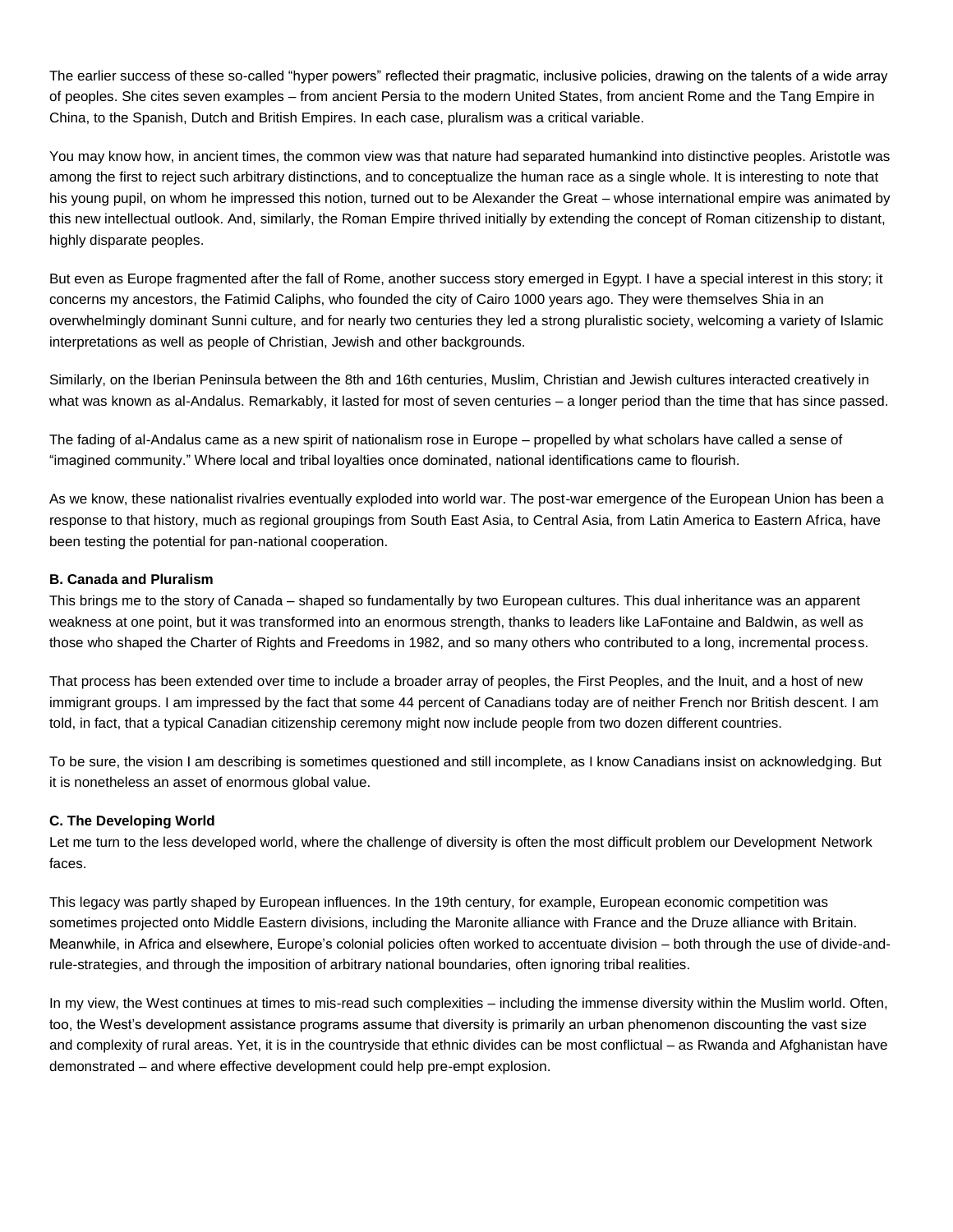The earlier success of these so-called "hyper powers" reflected their pragmatic, inclusive policies, drawing on the talents of a wide array of peoples. She cites seven examples – from ancient Persia to the modern United States, from ancient Rome and the Tang Empire in China, to the Spanish, Dutch and British Empires. In each case, pluralism was a critical variable.

You may know how, in ancient times, the common view was that nature had separated humankind into distinctive peoples. Aristotle was among the first to reject such arbitrary distinctions, and to conceptualize the human race as a single whole. It is interesting to note that his young pupil, on whom he impressed this notion, turned out to be Alexander the Great – whose international empire was animated by this new intellectual outlook. And, similarly, the Roman Empire thrived initially by extending the concept of Roman citizenship to distant, highly disparate peoples.

But even as Europe fragmented after the fall of Rome, another success story emerged in Egypt. I have a special interest in this story; it concerns my ancestors, the Fatimid Caliphs, who founded the city of Cairo 1000 years ago. They were themselves Shia in an overwhelmingly dominant Sunni culture, and for nearly two centuries they led a strong pluralistic society, welcoming a variety of Islamic interpretations as well as people of Christian, Jewish and other backgrounds.

Similarly, on the Iberian Peninsula between the 8th and 16th centuries, Muslim, Christian and Jewish cultures interacted creatively in what was known as al-Andalus. Remarkably, it lasted for most of seven centuries – a longer period than the time that has since passed.

The fading of al-Andalus came as a new spirit of nationalism rose in Europe – propelled by what scholars have called a sense of "imagined community." Where local and tribal loyalties once dominated, national identifications came to flourish.

As we know, these nationalist rivalries eventually exploded into world war. The post-war emergence of the European Union has been a response to that history, much as regional groupings from South East Asia, to Central Asia, from Latin America to Eastern Africa, have been testing the potential for pan-national cooperation.

**B. Canada and Pluralism**

This brings me to the story of Canada – shaped so fundamentally by two European cultures. This dual inheritance was an apparent weakness at one point, but it was transformed into an enormous strength, thanks to leaders like LaFontaine and Baldwin, as well as those who shaped the Charter of Rights and Freedoms in 1982, and so many others who contributed to a long, incremental process.

That process has been extended over time to include a broader array of peoples, the First Peoples, and the Inuit, and a host of new immigrant groups. I am impressed by the fact that some 44 percent of Canadians today are of neither French nor British descent. I am told, in fact, that a typical Canadian citizenship ceremony might now include people from two dozen different countries.

To be sure, the vision I am describing is sometimes questioned and still incomplete, as I know Canadians insist on acknowledging. But it is nonetheless an asset of enormous global value.

**C. The Developing World**

Let me turn to the less developed world, where the challenge of diversity is often the most difficult problem our Development Network faces.

This legacy was partly shaped by European influences. In the 19th century, for example, European economic competition was sometimes projected onto Middle Eastern divisions, including the Maronite alliance with France and the Druze alliance with Britain. Meanwhile, in Africa and elsewhere, Europe's colonial policies often worked to accentuate division – both through the use of divide-and-rule-strategies, and through the imposition of arbitrary national boundaries, often ignoring tribal realities.

In my view, the West continues at times to mis-read such complexities – including the immense diversity within the Muslim world. Often, too, the West's development assistance programs assume that diversity is primarily an urban phenomenon discounting the vast size and complexity of rural areas. Yet, it is in the countryside that ethnic divides can be most conflictual – as Rwanda and Afghanistan have demonstrated – and where effective development could help pre-empt explosion.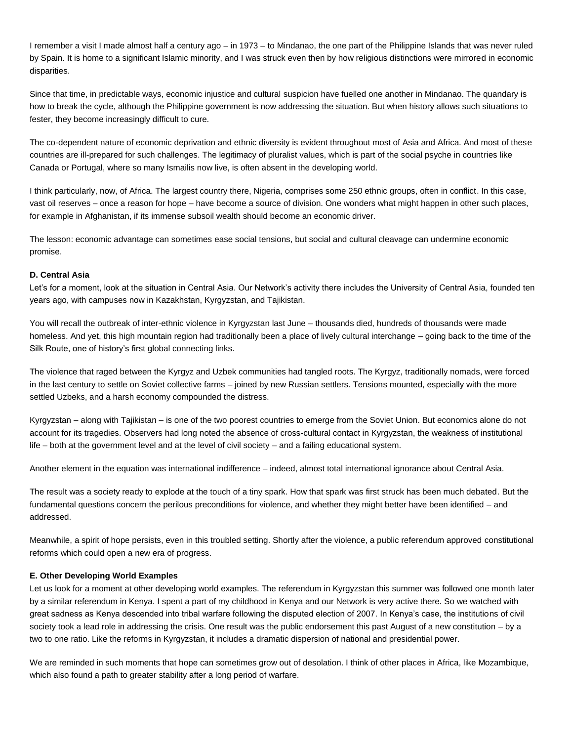I remember a visit I made almost half a century ago – in 1973 – to Mindanao, the one part of the Philippine Islands that was never ruled by Spain. It is home to a significant Islamic minority, and I was struck even then by how religious distinctions were mirrored in economic disparities.

Since that time, in predictable ways, economic injustice and cultural suspicion have fuelled one another in Mindanao. The quandary is how to break the cycle, although the Philippine government is now addressing the situation. But when history allows such situations to fester, they become increasingly difficult to cure.

The co-dependent nature of economic deprivation and ethnic diversity is evident throughout most of Asia and Africa. And most of these countries are ill-prepared for such challenges. The legitimacy of pluralist values, which is part of the social psyche in countries like Canada or Portugal, where so many Ismailis now live, is often absent in the developing world.

I think particularly, now, of Africa. The largest country there, Nigeria, comprises some 250 ethnic groups, often in conflict. In this case, vast oil reserves – once a reason for hope – have become a source of division. One wonders what might happen in other such places, for example in Afghanistan, if its immense subsoil wealth should become an economic driver.

The lesson: economic advantage can sometimes ease social tensions, but social and cultural cleavage can undermine economic promise.

**D. Central Asia**

Let's for a moment, look at the situation in Central Asia. Our Network's activity there includes the University of Central Asia, founded ten years ago, with campuses now in Kazakhstan, Kyrgyzstan, and Tajikistan.

You will recall the outbreak of inter-ethnic violence in Kyrgyzstan last June – thousands died, hundreds of thousands were made homeless. And yet, this high mountain region had traditionally been a place of lively cultural interchange – going back to the time of the Silk Route, one of history's first global connecting links.

The violence that raged between the Kyrgyz and Uzbek communities had tangled roots. The Kyrgyz, traditionally nomads, were forced in the last century to settle on Soviet collective farms – joined by new Russian settlers. Tensions mounted, especially with the more settled Uzbeks, and a harsh economy compounded the distress.

Kyrgyzstan – along with Tajikistan – is one of the two poorest countries to emerge from the Soviet Union. But economics alone do not account for its tragedies. Observers had long noted the absence of cross-cultural contact in Kyrgyzstan, the weakness of institutional life – both at the government level and at the level of civil society – and a failing educational system.

Another element in the equation was international indifference – indeed, almost total international ignorance about Central Asia.

The result was a society ready to explode at the touch of a tiny spark. How that spark was first struck has been much debated. But the fundamental questions concern the perilous preconditions for violence, and whether they might better have been identified – and addressed.

Meanwhile, a spirit of hope persists, even in this troubled setting. Shortly after the violence, a public referendum approved constitutional reforms which could open a new era of progress.

**E. Other Developing World Examples**

Let us look for a moment at other developing world examples. The referendum in Kyrgyzstan this summer was followed one month later by a similar referendum in Kenya. I spent a part of my childhood in Kenya and our Network is very active there. So we watched with great sadness as Kenya descended into tribal warfare following the disputed election of 2007. In Kenya's case, the institutions of civil society took a lead role in addressing the crisis. One result was the public endorsement this past August of a new constitution – by a two to one ratio. Like the reforms in Kyrgyzstan, it includes a dramatic dispersion of national and presidential power.

We are reminded in such moments that hope can sometimes grow out of desolation. I think of other places in Africa, like Mozambique, which also found a path to greater stability after a long period of warfare.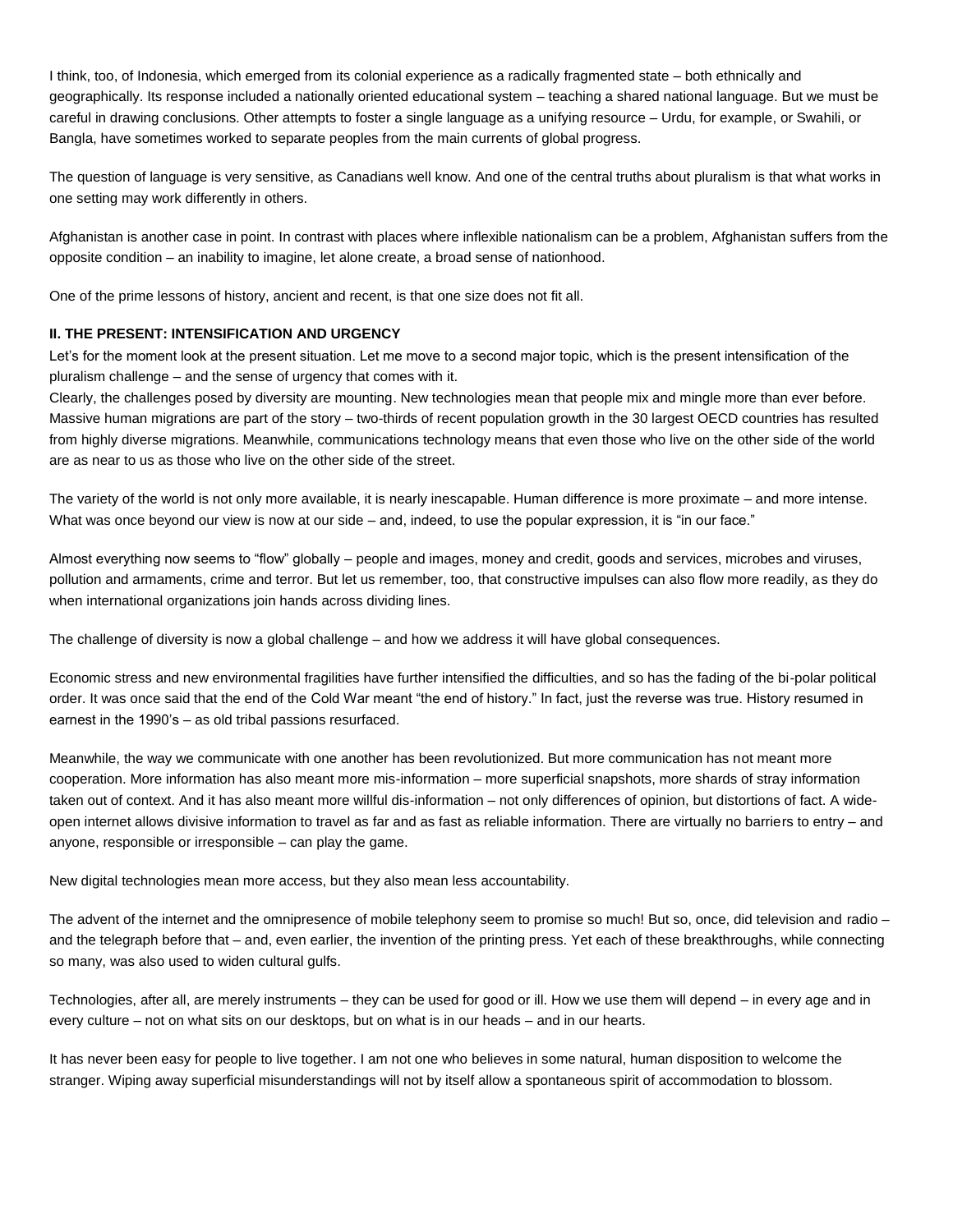I think, too, of Indonesia, which emerged from its colonial experience as a radically fragmented state – both ethnically and geographically. Its response included a nationally oriented educational system – teaching a shared national language. But we must be careful in drawing conclusions. Other attempts to foster a single language as a unifying resource – Urdu, for example, or Swahili, or Bangla, have sometimes worked to separate peoples from the main currents of global progress.

The question of language is very sensitive, as Canadians well know. And one of the central truths about pluralism is that what works in one setting may work differently in others.

Afghanistan is another case in point. In contrast with places where inflexible nationalism can be a problem, Afghanistan suffers from the opposite condition – an inability to imagine, let alone create, a broad sense of nationhood.

One of the prime lessons of history, ancient and recent, is that one size does not fit all.

**II. THE PRESENT: INTENSIFICATION AND URGENCY**

Let's for the moment look at the present situation. Let me move to a second major topic, which is the present intensification of the pluralism challenge – and the sense of urgency that comes with it.

Clearly, the challenges posed by diversity are mounting. New technologies mean that people mix and mingle more than ever before. Massive human migrations are part of the story – two-thirds of recent population growth in the 30 largest OECD countries has resulted from highly diverse migrations. Meanwhile, communications technology means that even those who live on the other side of the world are as near to us as those who live on the other side of the street.

The variety of the world is not only more available, it is nearly inescapable. Human difference is more proximate – and more intense. What was once beyond our view is now at our side – and, indeed, to use the popular expression, it is "in our face."

Almost everything now seems to "flow" globally – people and images, money and credit, goods and services, microbes and viruses, pollution and armaments, crime and terror. But let us remember, too, that constructive impulses can also flow more readily, as they do when international organizations join hands across dividing lines.

The challenge of diversity is now a global challenge – and how we address it will have global consequences.

Economic stress and new environmental fragilities have further intensified the difficulties, and so has the fading of the bi-polar political order. It was once said that the end of the Cold War meant "the end of history." In fact, just the reverse was true. History resumed in earnest in the 1990's – as old tribal passions resurfaced.

Meanwhile, the way we communicate with one another has been revolutionized. But more communication has not meant more cooperation. More information has also meant more mis-information – more superficial snapshots, more shards of stray information taken out of context. And it has also meant more willful dis-information – not only differences of opinion, but distortions of fact. A wide-open internet allows divisive information to travel as far and as fast as reliable information. There are virtually no barriers to entry – and anyone, responsible or irresponsible – can play the game.

New digital technologies mean more access, but they also mean less accountability.

The advent of the internet and the omnipresence of mobile telephony seem to promise so much! But so, once, did television and radio – and the telegraph before that – and, even earlier, the invention of the printing press. Yet each of these breakthroughs, while connecting so many, was also used to widen cultural gulfs.

Technologies, after all, are merely instruments – they can be used for good or ill. How we use them will depend – in every age and in every culture – not on what sits on our desktops, but on what is in our heads – and in our hearts.

It has never been easy for people to live together. I am not one who believes in some natural, human disposition to welcome the stranger. Wiping away superficial misunderstandings will not by itself allow a spontaneous spirit of accommodation to blossom.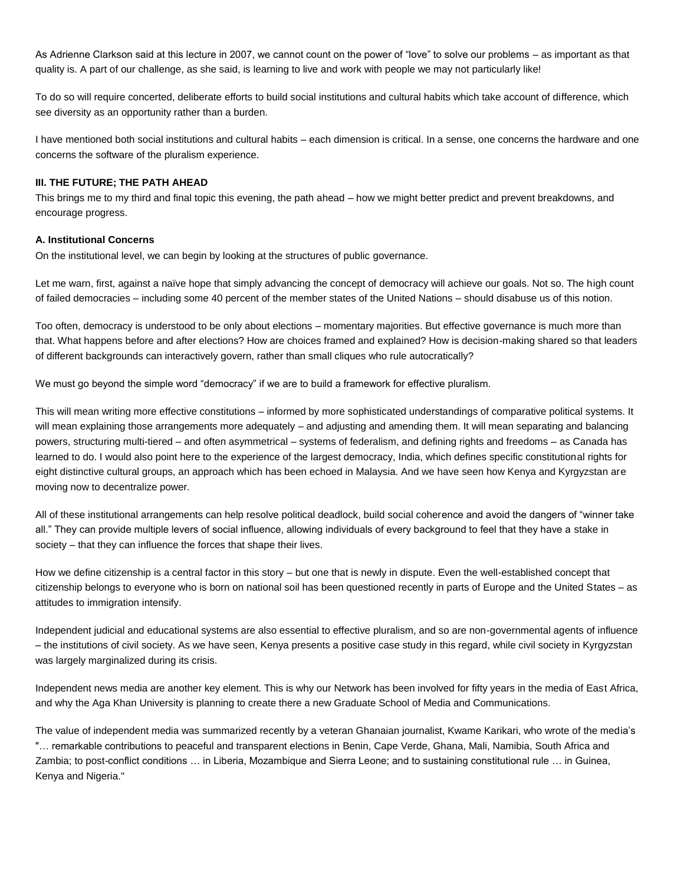As Adrienne Clarkson said at this lecture in 2007, we cannot count on the power of "love" to solve our problems – as important as that quality is. A part of our challenge, as she said, is learning to live and work with people we may not particularly like!

To do so will require concerted, deliberate efforts to build social institutions and cultural habits which take account of difference, which see diversity as an opportunity rather than a burden.

I have mentioned both social institutions and cultural habits – each dimension is critical. In a sense, one concerns the hardware and one concerns the software of the pluralism experience.

**III. THE FUTURE; THE PATH AHEAD**

This brings me to my third and final topic this evening, the path ahead – how we might better predict and prevent breakdowns, and encourage progress.

**A. Institutional Concerns**

On the institutional level, we can begin by looking at the structures of public governance.

Let me warn, first, against a naïve hope that simply advancing the concept of democracy will achieve our goals. Not so. The high count of failed democracies – including some 40 percent of the member states of the United Nations – should disabuse us of this notion.

Too often, democracy is understood to be only about elections – momentary majorities. But effective governance is much more than that. What happens before and after elections? How are choices framed and explained? How is decision-making shared so that leaders of different backgrounds can interactively govern, rather than small cliques who rule autocratically?

We must go beyond the simple word "democracy" if we are to build a framework for effective pluralism.

This will mean writing more effective constitutions – informed by more sophisticated understandings of comparative political systems. It will mean explaining those arrangements more adequately – and adjusting and amending them. It will mean separating and balancing powers, structuring multi-tiered – and often asymmetrical – systems of federalism, and defining rights and freedoms – as Canada has learned to do. I would also point here to the experience of the largest democracy, India, which defines specific constitutional rights for eight distinctive cultural groups, an approach which has been echoed in Malaysia. And we have seen how Kenya and Kyrgyzstan are moving now to decentralize power.

All of these institutional arrangements can help resolve political deadlock, build social coherence and avoid the dangers of "winner take all." They can provide multiple levers of social influence, allowing individuals of every background to feel that they have a stake in society – that they can influence the forces that shape their lives.

How we define citizenship is a central factor in this story – but one that is newly in dispute. Even the well-established concept that citizenship belongs to everyone who is born on national soil has been questioned recently in parts of Europe and the United States – as attitudes to immigration intensify.

Independent judicial and educational systems are also essential to effective pluralism, and so are non-governmental agents of influence – the institutions of civil society. As we have seen, Kenya presents a positive case study in this regard, while civil society in Kyrgyzstan was largely marginalized during its crisis.

Independent news media are another key element. This is why our Network has been involved for fifty years in the media of East Africa, and why the Aga Khan University is planning to create there a new Graduate School of Media and Communications.

The value of independent media was summarized recently by a veteran Ghanaian journalist, Kwame Karikari, who wrote of the media's "… remarkable contributions to peaceful and transparent elections in Benin, Cape Verde, Ghana, Mali, Namibia, South Africa and Zambia; to post-conflict conditions … in Liberia, Mozambique and Sierra Leone; and to sustaining constitutional rule … in Guinea, Kenya and Nigeria."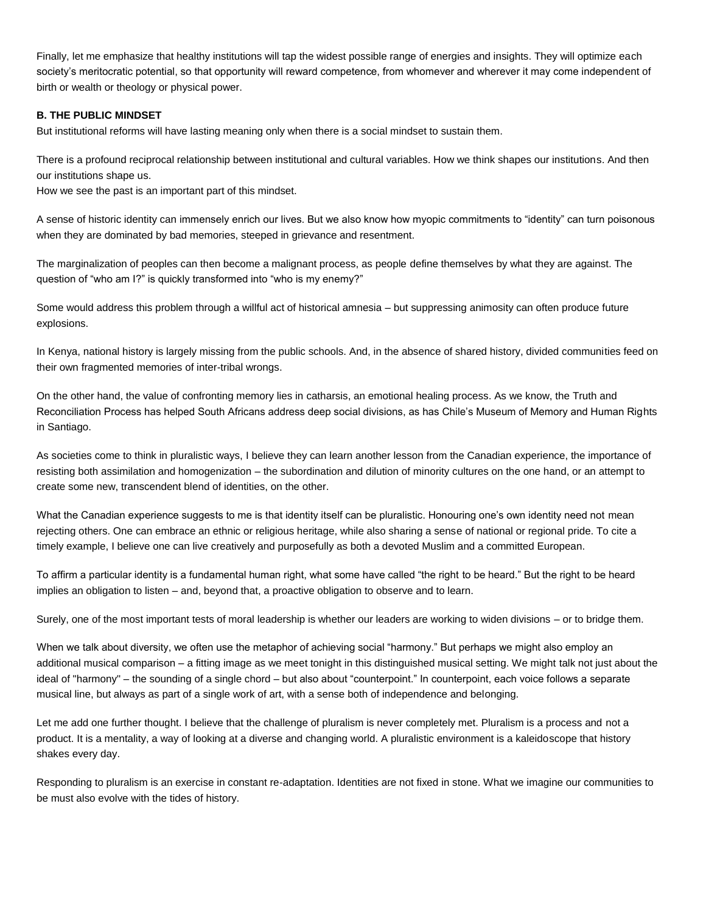Finally, let me emphasize that healthy institutions will tap the widest possible range of energies and insights. They will optimize each society's meritocratic potential, so that opportunity will reward competence, from whomever and wherever it may come independent of birth or wealth or theology or physical power.

**B. THE PUBLIC MINDSET**

But institutional reforms will have lasting meaning only when there is a social mindset to sustain them.

There is a profound reciprocal relationship between institutional and cultural variables. How we think shapes our institutions. And then our institutions shape us.

How we see the past is an important part of this mindset.

A sense of historic identity can immensely enrich our lives. But we also know how myopic commitments to "identity" can turn poisonous when they are dominated by bad memories, steeped in grievance and resentment.

The marginalization of peoples can then become a malignant process, as people define themselves by what they are against. The question of "who am I?" is quickly transformed into "who is my enemy?"

Some would address this problem through a willful act of historical amnesia – but suppressing animosity can often produce future explosions.

In Kenya, national history is largely missing from the public schools. And, in the absence of shared history, divided communities feed on their own fragmented memories of inter-tribal wrongs.

On the other hand, the value of confronting memory lies in catharsis, an emotional healing process. As we know, the Truth and Reconciliation Process has helped South Africans address deep social divisions, as has Chile's Museum of Memory and Human Rights in Santiago.

As societies come to think in pluralistic ways, I believe they can learn another lesson from the Canadian experience, the importance of resisting both assimilation and homogenization – the subordination and dilution of minority cultures on the one hand, or an attempt to create some new, transcendent blend of identities, on the other.

What the Canadian experience suggests to me is that identity itself can be pluralistic. Honouring one's own identity need not mean rejecting others. One can embrace an ethnic or religious heritage, while also sharing a sense of national or regional pride. To cite a timely example, I believe one can live creatively and purposefully as both a devoted Muslim and a committed European.

To affirm a particular identity is a fundamental human right, what some have called "the right to be heard." But the right to be heard implies an obligation to listen – and, beyond that, a proactive obligation to observe and to learn.

Surely, one of the most important tests of moral leadership is whether our leaders are working to widen divisions – or to bridge them.

When we talk about diversity, we often use the metaphor of achieving social "harmony." But perhaps we might also employ an additional musical comparison – a fitting image as we meet tonight in this distinguished musical setting. We might talk not just about the ideal of "harmony" – the sounding of a single chord – but also about "counterpoint." In counterpoint, each voice follows a separate musical line, but always as part of a single work of art, with a sense both of independence and belonging.

Let me add one further thought. I believe that the challenge of pluralism is never completely met. Pluralism is a process and not a product. It is a mentality, a way of looking at a diverse and changing world. A pluralistic environment is a kaleidoscope that history shakes every day.

Responding to pluralism is an exercise in constant re-adaptation. Identities are not fixed in stone. What we imagine our communities to be must also evolve with the tides of history.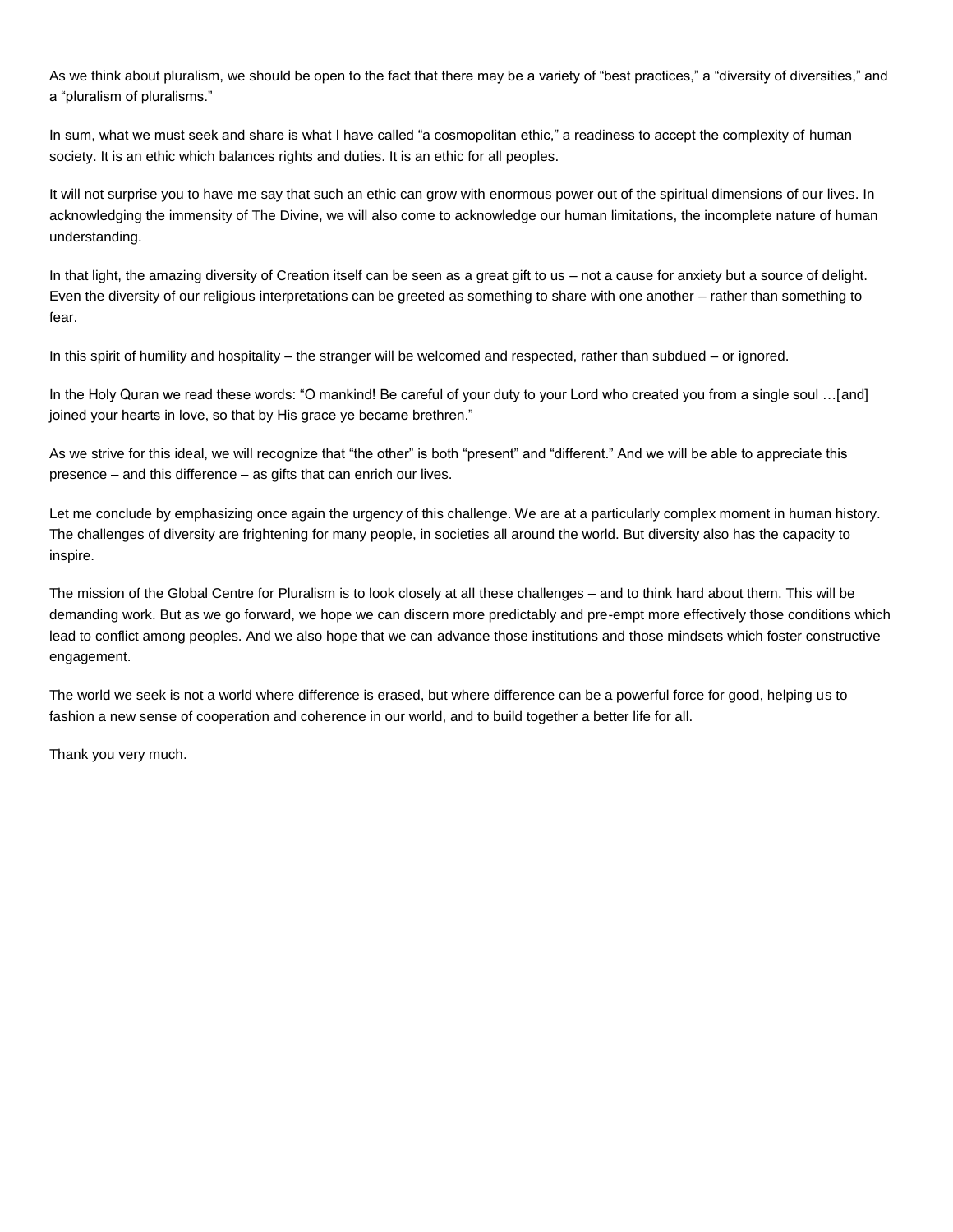As we think about pluralism, we should be open to the fact that there may be a variety of "best practices," a "diversity of diversities," and a "pluralism of pluralisms."

In sum, what we must seek and share is what I have called "a cosmopolitan ethic," a readiness to accept the complexity of human society. It is an ethic which balances rights and duties. It is an ethic for all peoples.

It will not surprise you to have me say that such an ethic can grow with enormous power out of the spiritual dimensions of our lives. In acknowledging the immensity of The Divine, we will also come to acknowledge our human limitations, the incomplete nature of human understanding.

In that light, the amazing diversity of Creation itself can be seen as a great gift to us – not a cause for anxiety but a source of delight. Even the diversity of our religious interpretations can be greeted as something to share with one another – rather than something to fear.

In this spirit of humility and hospitality – the stranger will be welcomed and respected, rather than subdued – or ignored.

In the Holy Quran we read these words: "O mankind! Be careful of your duty to your Lord who created you from a single soul …[and] joined your hearts in love, so that by His grace ye became brethren."

As we strive for this ideal, we will recognize that "the other" is both "present" and "different." And we will be able to appreciate this presence – and this difference – as gifts that can enrich our lives.

Let me conclude by emphasizing once again the urgency of this challenge. We are at a particularly complex moment in human history. The challenges of diversity are frightening for many people, in societies all around the world. But diversity also has the capacity to inspire.

The mission of the Global Centre for Pluralism is to look closely at all these challenges – and to think hard about them. This will be demanding work. But as we go forward, we hope we can discern more predictably and pre-empt more effectively those conditions which lead to conflict among peoples. And we also hope that we can advance those institutions and those mindsets which foster constructive engagement.

The world we seek is not a world where difference is erased, but where difference can be a powerful force for good, helping us to fashion a new sense of cooperation and coherence in our world, and to build together a better life for all.

Thank you very much.